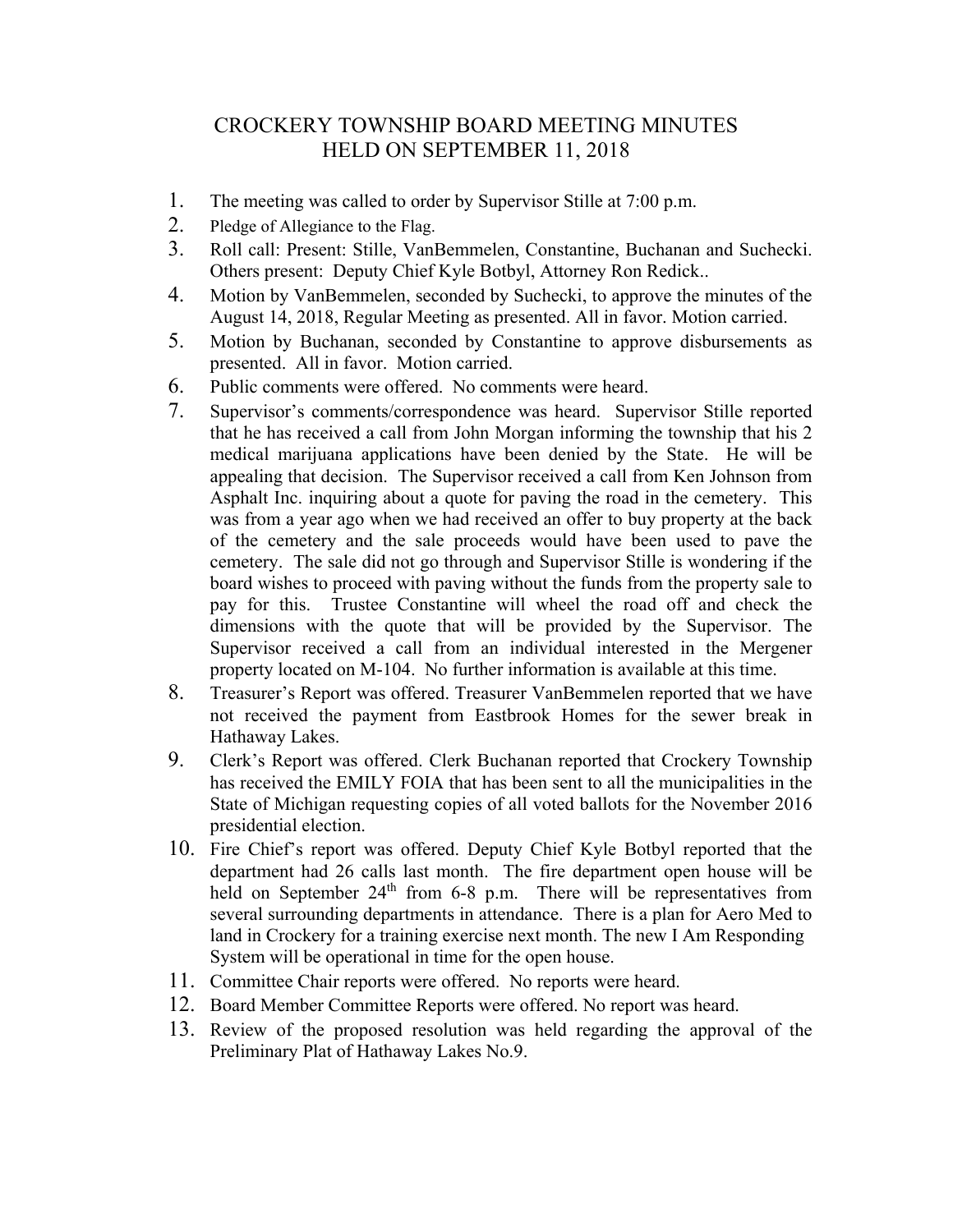# CROCKERY TOWNSHIP BOARD MEETING MINUTES
# HELD ON SEPTEMBER 11, 2018

1. The meeting was called to order by Supervisor Stille at 7:00 p.m.
2. Pledge of Allegiance to the Flag.
3. Roll call: Present: Stille, VanBemmelen, Constantine, Buchanan and Suchecki. Others present: Deputy Chief Kyle Botbyl, Attorney Ron Redick..
4. Motion by VanBemmelen, seconded by Suchecki, to approve the minutes of the August 14, 2018, Regular Meeting as presented. All in favor. Motion carried.
5. Motion by Buchanan, seconded by Constantine to approve disbursements as presented. All in favor. Motion carried.
6. Public comments were offered. No comments were heard.
7. Supervisor's comments/correspondence was heard. Supervisor Stille reported that he has received a call from John Morgan informing the township that his 2 medical marijuana applications have been denied by the State. He will be appealing that decision. The Supervisor received a call from Ken Johnson from Asphalt Inc. inquiring about a quote for paving the road in the cemetery. This was from a year ago when we had received an offer to buy property at the back of the cemetery and the sale proceeds would have been used to pave the cemetery. The sale did not go through and Supervisor Stille is wondering if the board wishes to proceed with paving without the funds from the property sale to pay for this. Trustee Constantine will wheel the road off and check the dimensions with the quote that will be provided by the Supervisor. The Supervisor received a call from an individual interested in the Mergener property located on M-104. No further information is available at this time.
8. Treasurer's Report was offered. Treasurer VanBemmelen reported that we have not received the payment from Eastbrook Homes for the sewer break in Hathaway Lakes.
9. Clerk's Report was offered. Clerk Buchanan reported that Crockery Township has received the EMILY FOIA that has been sent to all the municipalities in the State of Michigan requesting copies of all voted ballots for the November 2016 presidential election.
10. Fire Chief's report was offered. Deputy Chief Kyle Botbyl reported that the department had 26 calls last month. The fire department open house will be held on September 24th from 6-8 p.m. There will be representatives from several surrounding departments in attendance. There is a plan for Aero Med to land in Crockery for a training exercise next month. The new I Am Responding System will be operational in time for the open house.
11. Committee Chair reports were offered. No reports were heard.
12. Board Member Committee Reports were offered. No report was heard.
13. Review of the proposed resolution was held regarding the approval of the Preliminary Plat of Hathaway Lakes No.9.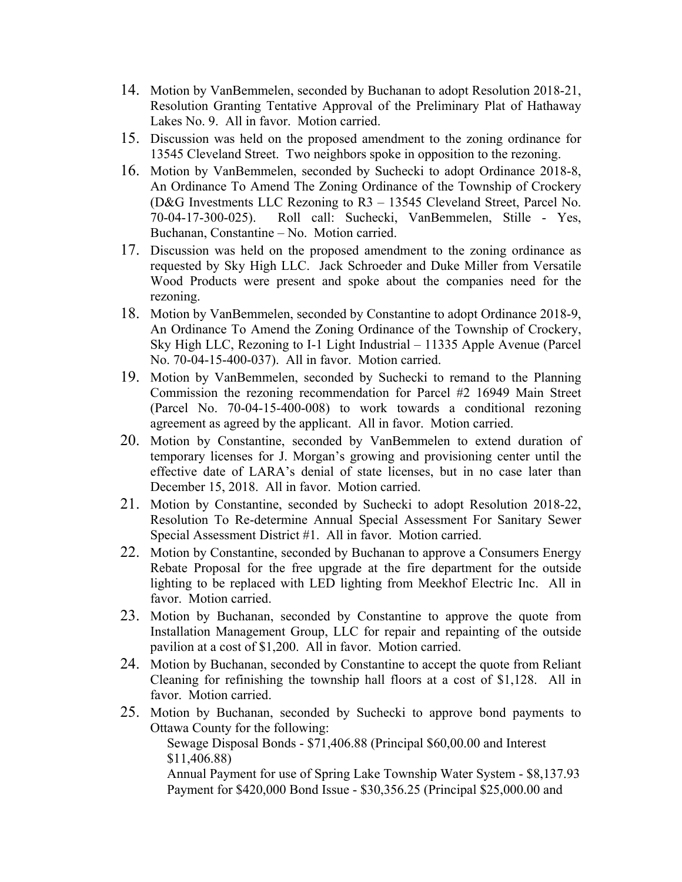14. Motion by VanBemmelen, seconded by Buchanan to adopt Resolution 2018-21, Resolution Granting Tentative Approval of the Preliminary Plat of Hathaway Lakes No. 9. All in favor. Motion carried.
15. Discussion was held on the proposed amendment to the zoning ordinance for 13545 Cleveland Street. Two neighbors spoke in opposition to the rezoning.
16. Motion by VanBemmelen, seconded by Suchecki to adopt Ordinance 2018-8, An Ordinance To Amend The Zoning Ordinance of the Township of Crockery (D&G Investments LLC Rezoning to R3 – 13545 Cleveland Street, Parcel No. 70-04-17-300-025). Roll call: Suchecki, VanBemmelen, Stille - Yes, Buchanan, Constantine – No. Motion carried.
17. Discussion was held on the proposed amendment to the zoning ordinance as requested by Sky High LLC. Jack Schroeder and Duke Miller from Versatile Wood Products were present and spoke about the companies need for the rezoning.
18. Motion by VanBemmelen, seconded by Constantine to adopt Ordinance 2018-9, An Ordinance To Amend the Zoning Ordinance of the Township of Crockery, Sky High LLC, Rezoning to I-1 Light Industrial – 11335 Apple Avenue (Parcel No. 70-04-15-400-037). All in favor. Motion carried.
19. Motion by VanBemmelen, seconded by Suchecki to remand to the Planning Commission the rezoning recommendation for Parcel #2 16949 Main Street (Parcel No. 70-04-15-400-008) to work towards a conditional rezoning agreement as agreed by the applicant. All in favor. Motion carried.
20. Motion by Constantine, seconded by VanBemmelen to extend duration of temporary licenses for J. Morgan's growing and provisioning center until the effective date of LARA's denial of state licenses, but in no case later than December 15, 2018. All in favor. Motion carried.
21. Motion by Constantine, seconded by Suchecki to adopt Resolution 2018-22, Resolution To Re-determine Annual Special Assessment For Sanitary Sewer Special Assessment District #1. All in favor. Motion carried.
22. Motion by Constantine, seconded by Buchanan to approve a Consumers Energy Rebate Proposal for the free upgrade at the fire department for the outside lighting to be replaced with LED lighting from Meekhof Electric Inc. All in favor. Motion carried.
23. Motion by Buchanan, seconded by Constantine to approve the quote from Installation Management Group, LLC for repair and repainting of the outside pavilion at a cost of $1,200. All in favor. Motion carried.
24. Motion by Buchanan, seconded by Constantine to accept the quote from Reliant Cleaning for refinishing the township hall floors at a cost of $1,128. All in favor. Motion carried.
25. Motion by Buchanan, seconded by Suchecki to approve bond payments to Ottawa County for the following:

    Sewage Disposal Bonds - $71,406.88 (Principal $60,00.00 and Interest $11,406.88)

    Annual Payment for use of Spring Lake Township Water System - $8,137.93

    Payment for $420,000 Bond Issue - $30,356.25 (Principal $25,000.00 and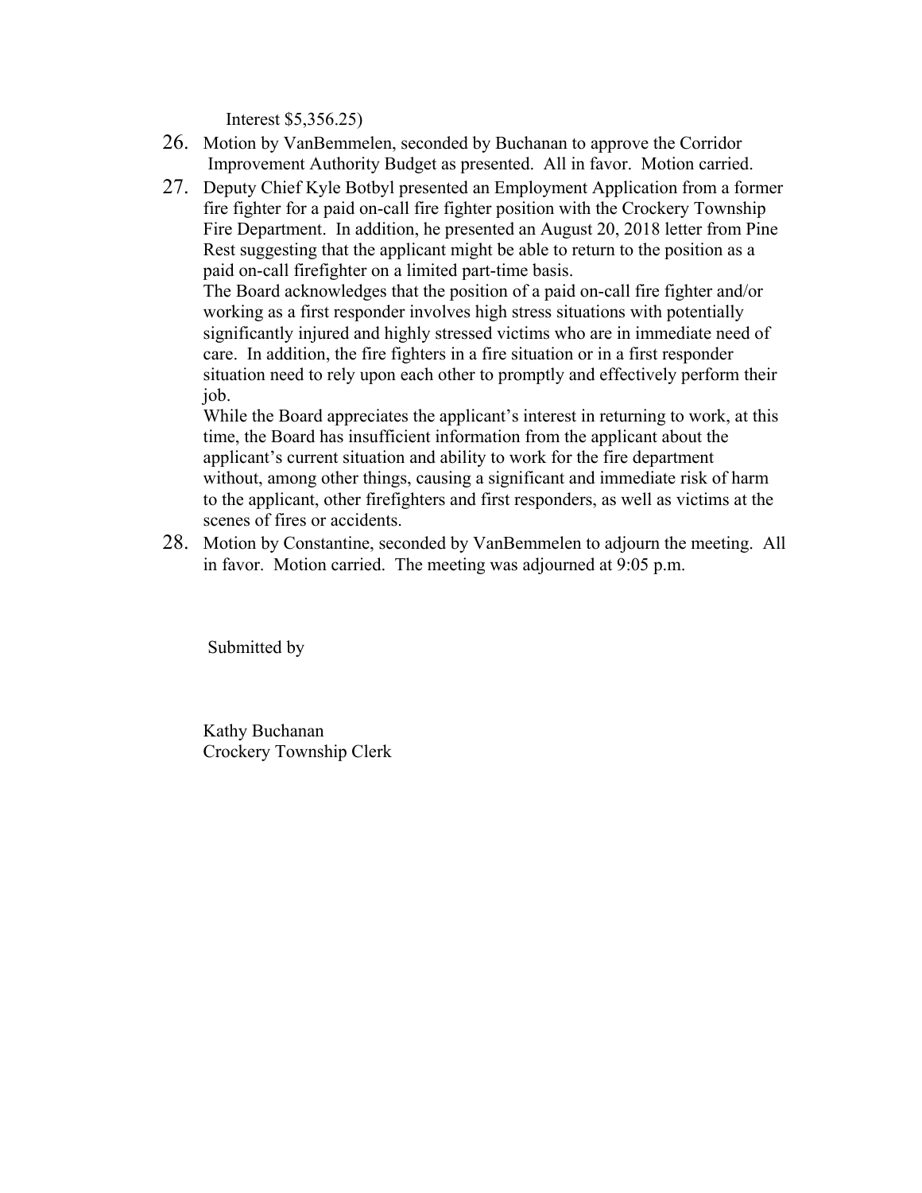Interest $5,356.25)

26. Motion by VanBemmelen, seconded by Buchanan to approve the Corridor Improvement Authority Budget as presented. All in favor. Motion carried.
27. Deputy Chief Kyle Botbyl presented an Employment Application from a former fire fighter for a paid on-call fire fighter position with the Crockery Township Fire Department. In addition, he presented an August 20, 2018 letter from Pine Rest suggesting that the applicant might be able to return to the position as a paid on-call firefighter on a limited part-time basis.
   The Board acknowledges that the position of a paid on-call fire fighter and/or working as a first responder involves high stress situations with potentially significantly injured and highly stressed victims who are in immediate need of care. In addition, the fire fighters in a fire situation or in a first responder situation need to rely upon each other to promptly and effectively perform their job.
   While the Board appreciates the applicant's interest in returning to work, at this time, the Board has insufficient information from the applicant about the applicant's current situation and ability to work for the fire department without, among other things, causing a significant and immediate risk of harm to the applicant, other firefighters and first responders, as well as victims at the scenes of fires or accidents.
28. Motion by Constantine, seconded by VanBemmelen to adjourn the meeting. All in favor. Motion carried. The meeting was adjourned at 9:05 p.m.

Submitted by

Kathy Buchanan
Crockery Township Clerk